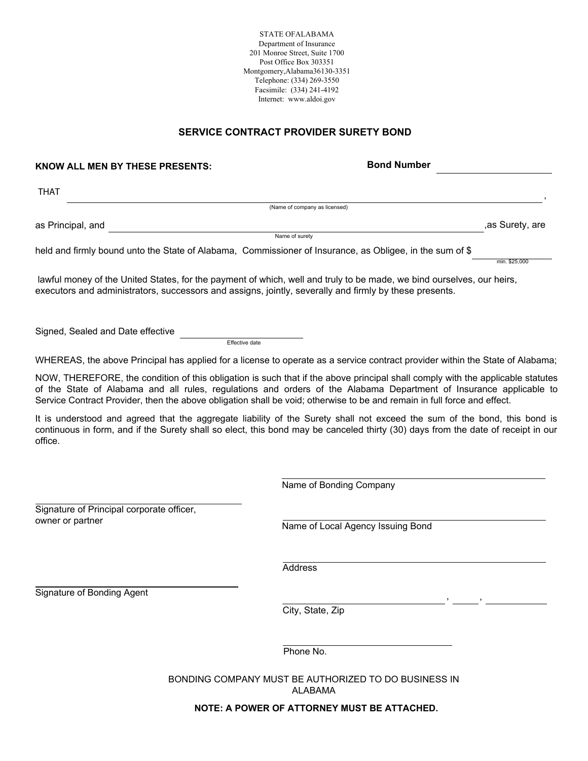STATE OFALABAMA
Department of Insurance
201 Monroe Street, Suite 1700
Post Office Box 303351
Montgomery,Alabama36130-3351
Telephone: (334) 269-3550
Facsimile: (334) 241-4192
Internet: www.aldoi.gov

## SERVICE CONTRACT PROVIDER SURETY BOND

**KNOW ALL MEN BY THESE PRESENTS:** **Bond Number** ____________

THAT ________________________________________________,
(Name of company as licensed)

as Principal, and ________________________________________________ ,as Surety, are
Name of surety

held and firmly bound unto the State of Alabama, Commissioner of Insurance, as Obligee, in the sum of $ ____________
min. $25,000

lawful money of the United States, for the payment of which, well and truly to be made, we bind ourselves, our heirs, executors and administrators, successors and assigns, jointly, severally and firmly by these presents.

Signed, Sealed and Date effective ____________
Effective date

WHEREAS, the above Principal has applied for a license to operate as a service contract provider within the State of Alabama;

NOW, THEREFORE, the condition of this obligation is such that if the above principal shall comply with the applicable statutes of the State of Alabama and all rules, regulations and orders of the Alabama Department of Insurance applicable to Service Contract Provider, then the above obligation shall be void; otherwise to be and remain in full force and effect.

It is understood and agreed that the aggregate liability of the Surety shall not exceed the sum of the bond, this bond is continuous in form, and if the Surety shall so elect, this bond may be canceled thirty (30) days from the date of receipt in our office.

____________________________________
Name of Bonding Company

____________________________________
Signature of Principal corporate officer, owner or partner

____________________________________
Name of Local Agency Issuing Bond

____________________________________
Address

____________________________________
Signature of Bonding Agent

____________________, ______, ____________
City, State, Zip

____________________________________
Phone No.

BONDING COMPANY MUST BE AUTHORIZED TO DO BUSINESS IN ALABAMA

**NOTE: A POWER OF ATTORNEY MUST BE ATTACHED.**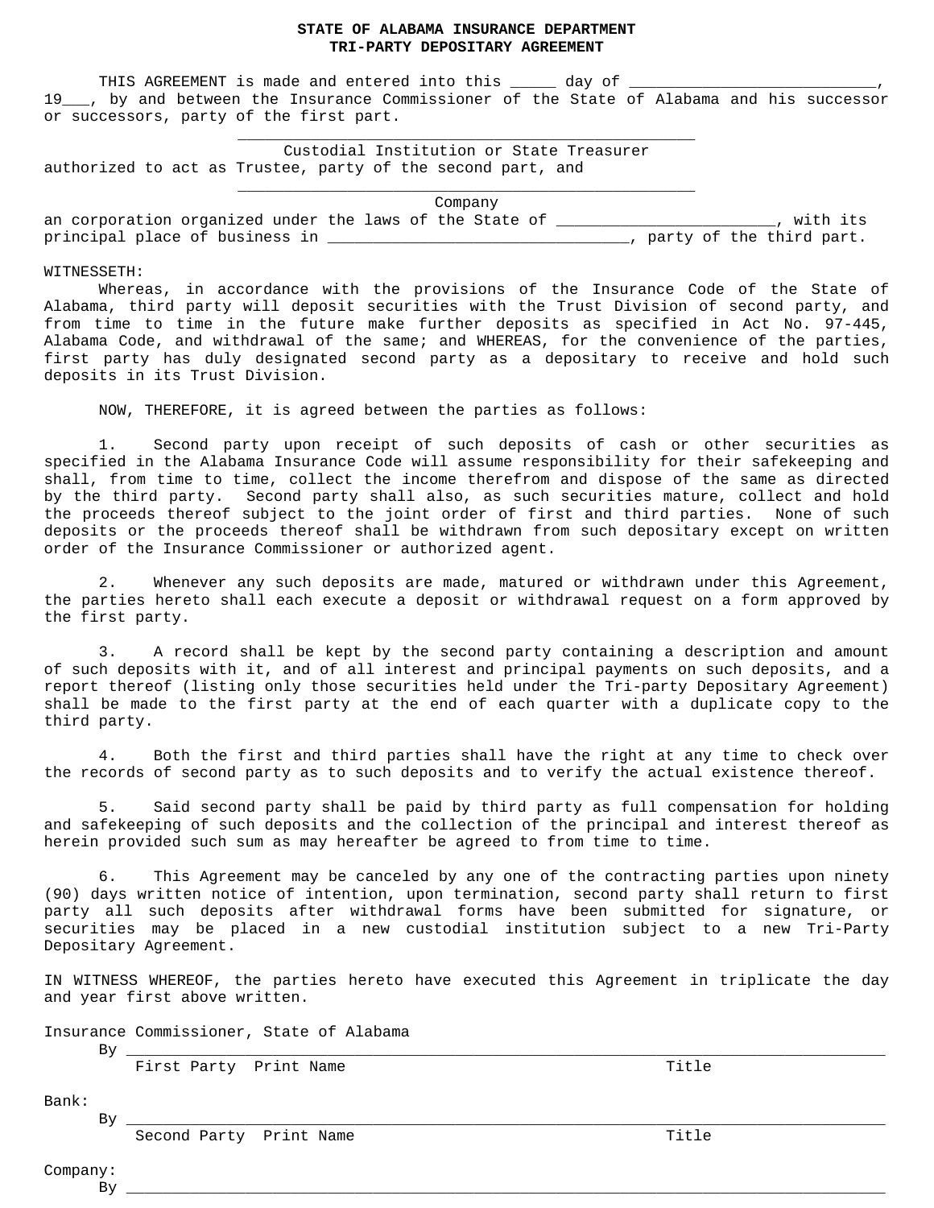**STATE OF ALABAMA INSURANCE DEPARTMENT**
**TRI-PARTY DEPOSITARY AGREEMENT**

THIS AGREEMENT is made and entered into this _____ day of __________________________, 19___, by and between the Insurance Commissioner of the State of Alabama and his successor or successors, party of the first part.

__________________________________________________
Custodial Institution or State Treasurer
authorized to act as Trustee, party of the second part, and

__________________________________________________
Company
an corporation organized under the laws of the State of _______________________, with its principal place of business in ________________________________, party of the third part.

WITNESSETH:

Whereas, in accordance with the provisions of the Insurance Code of the State of Alabama, third party will deposit securities with the Trust Division of second party, and from time to time in the future make further deposits as specified in Act No. 97-445, Alabama Code, and withdrawal of the same; and WHEREAS, for the convenience of the parties, first party has duly designated second party as a depositary to receive and hold such deposits in its Trust Division.

NOW, THEREFORE, it is agreed between the parties as follows:

1. Second party upon receipt of such deposits of cash or other securities as specified in the Alabama Insurance Code will assume responsibility for their safekeeping and shall, from time to time, collect the income therefrom and dispose of the same as directed by the third party. Second party shall also, as such securities mature, collect and hold the proceeds thereof subject to the joint order of first and third parties. None of such deposits or the proceeds thereof shall be withdrawn from such depositary except on written order of the Insurance Commissioner or authorized agent.

2. Whenever any such deposits are made, matured or withdrawn under this Agreement, the parties hereto shall each execute a deposit or withdrawal request on a form approved by the first party.

3. A record shall be kept by the second party containing a description and amount of such deposits with it, and of all interest and principal payments on such deposits, and a report thereof (listing only those securities held under the Tri-party Depositary Agreement) shall be made to the first party at the end of each quarter with a duplicate copy to the third party.

4. Both the first and third parties shall have the right at any time to check over the records of second party as to such deposits and to verify the actual existence thereof.

5. Said second party shall be paid by third party as full compensation for holding and safekeeping of such deposits and the collection of the principal and interest thereof as herein provided such sum as may hereafter be agreed to from time to time.

6. This Agreement may be canceled by any one of the contracting parties upon ninety (90) days written notice of intention, upon termination, second party shall return to first party all such deposits after withdrawal forms have been submitted for signature, or securities may be placed in a new custodial institution subject to a new Tri-Party Depositary Agreement.

IN WITNESS WHEREOF, the parties hereto have executed this Agreement in triplicate the day and year first above written.

Insurance Commissioner, State of Alabama

By ______________________________________________________________________________
First Party Print Name Title

Bank:

By ______________________________________________________________________________
Second Party Print Name Title

Company:

By ______________________________________________________________________________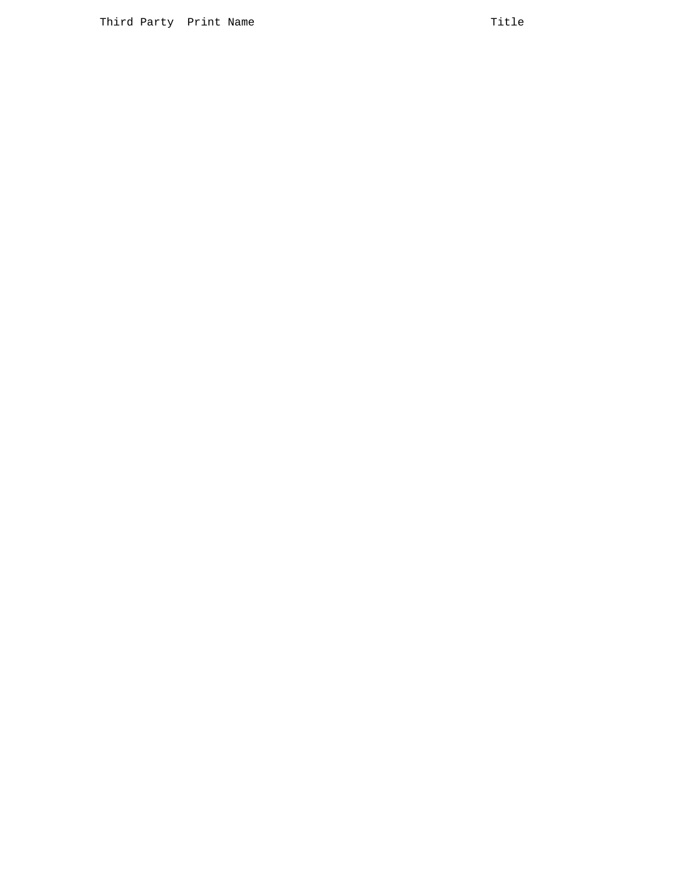Third Party  Print Name                                          Title